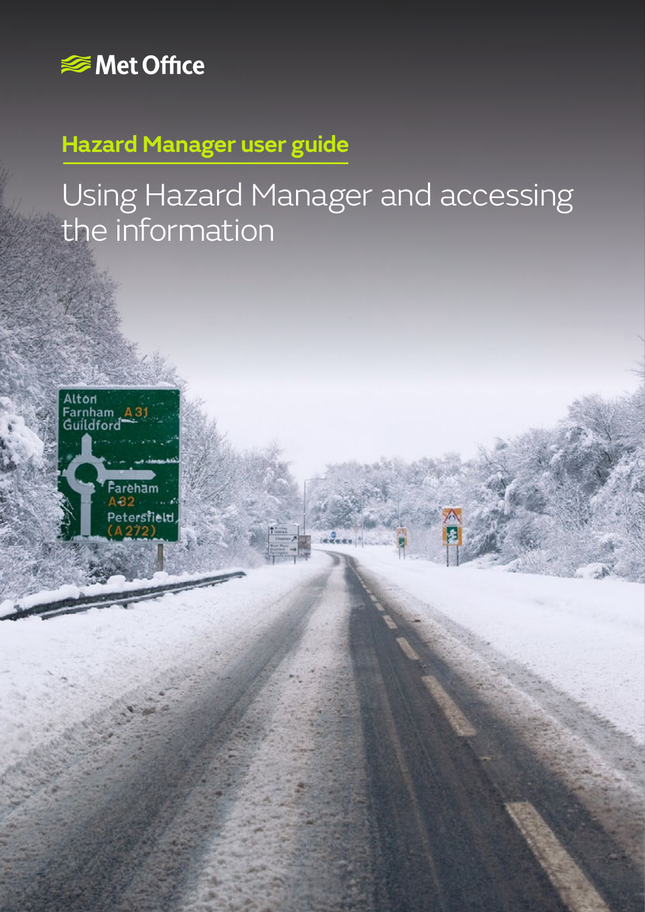Met Office

## Hazard Manager user guide

# Using Hazard Manager and accessing the information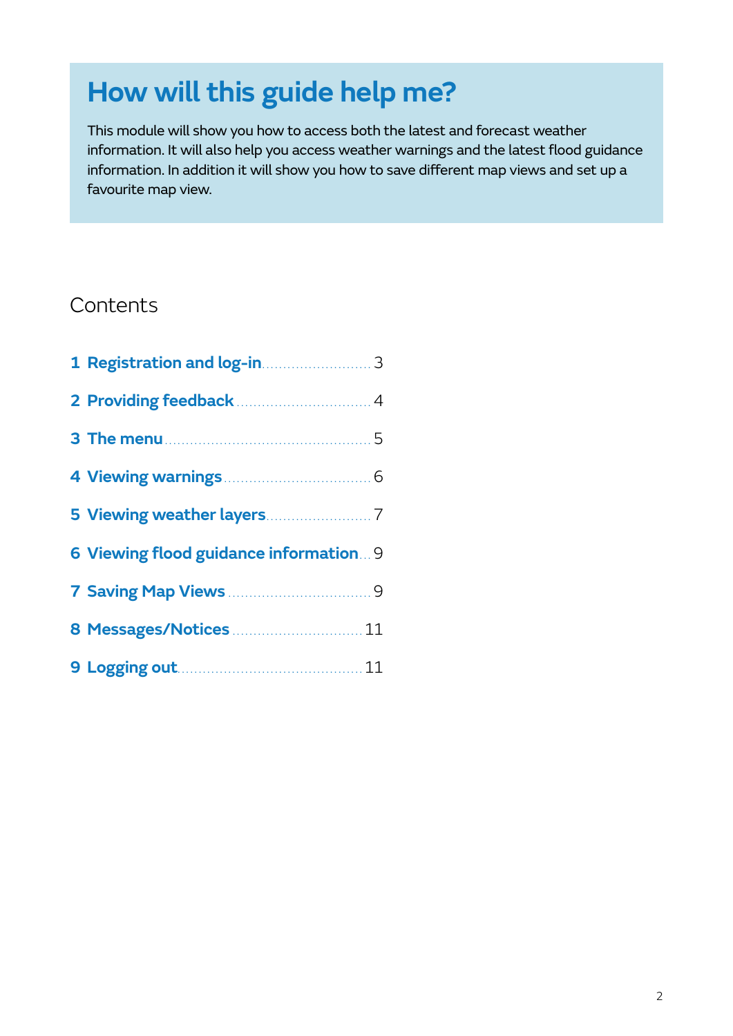# How will this guide help me?

This module will show you how to access both the latest and forecast weather information. It will also help you access weather warnings and the latest flood guidance information. In addition it will show you how to save different map views and set up a favourite map view.

## Contents

1 **Registration and log-in** .......................... 3

2 **Providing feedback** .......................... 4

3 **The menu** .......................... 5

4 **Viewing warnings** .......................... 6

5 **Viewing weather layers** .......................... 7

6 **Viewing flood guidance information** ... 9

7 **Saving Map Views** .......................... 9

8 **Messages/Notices** .......................... 11

9 **Logging out** .......................... 11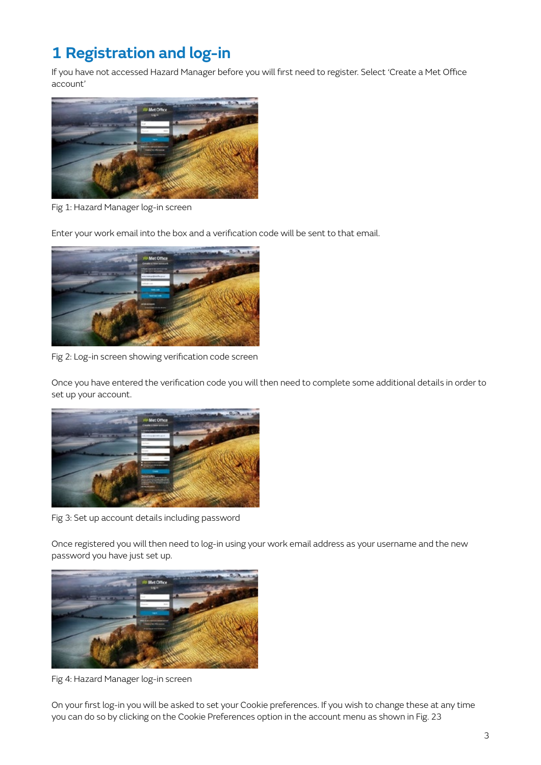# 1 Registration and log-in

If you have not accessed Hazard Manager before you will first need to register. Select 'Create a Met Office account'

Fig 1: Hazard Manager log-in screen

Enter your work email into the box and a verification code will be sent to that email.

Fig 2: Log-in screen showing verification code screen

Once you have entered the verification code you will then need to complete some additional details in order to set up your account.

Fig 3: Set up account details including password

Once registered you will then need to log-in using your work email address as your username and the new password you have just set up.

Fig 4: Hazard Manager log-in screen

On your first log-in you will be asked to set your Cookie preferences. If you wish to change these at any time you can do so by clicking on the Cookie Preferences option in the account menu as shown in Fig. 23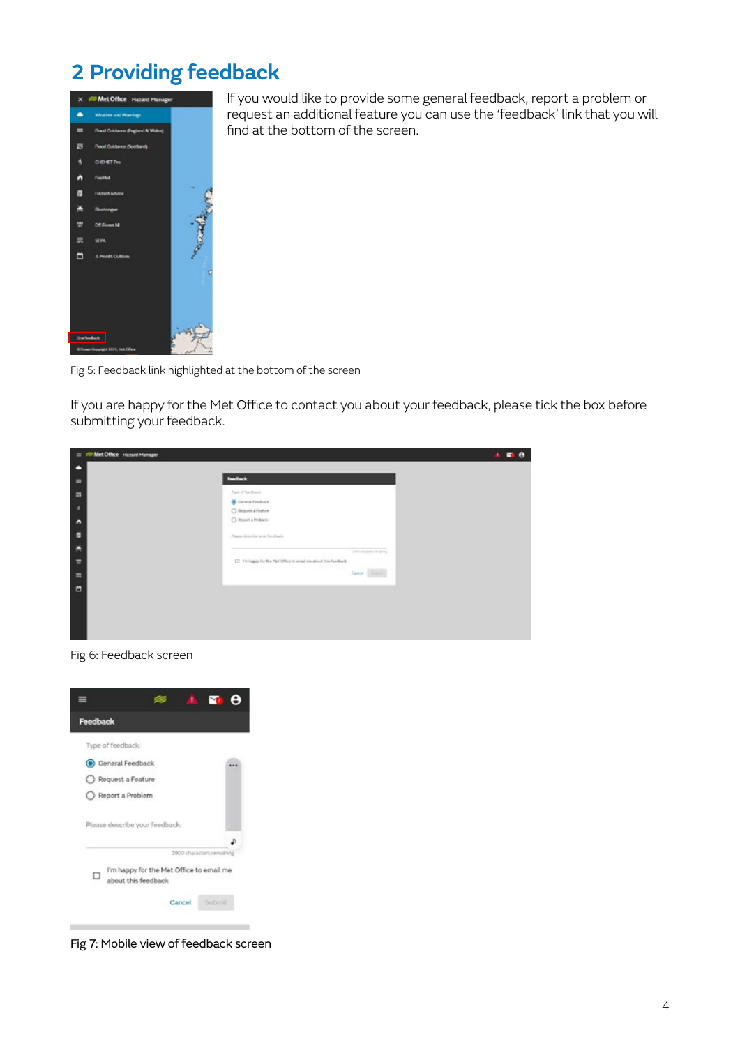# 2 Providing feedback

If you would like to provide some general feedback, report a problem or request an additional feature you can use the 'feedback' link that you will find at the bottom of the screen.

Fig 5: Feedback link highlighted at the bottom of the screen

If you are happy for the Met Office to contact you about your feedback, please tick the box before submitting your feedback.

Fig 6: Feedback screen

Fig 7: Mobile view of feedback screen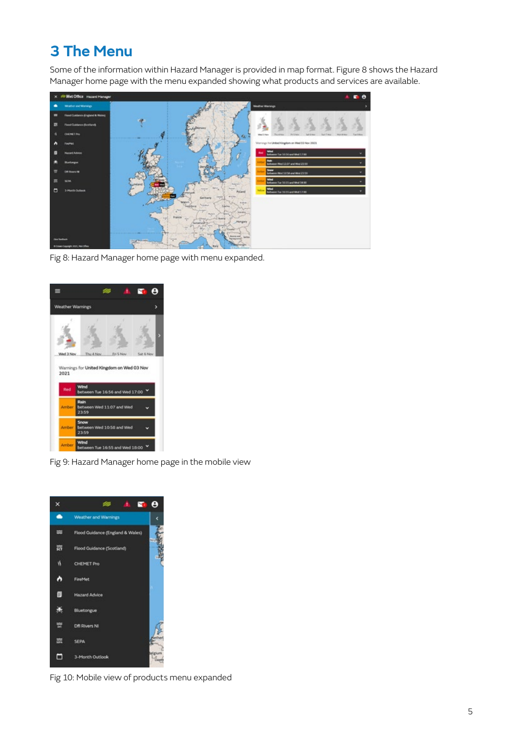# 3 The Menu

Some of the information within Hazard Manager is provided in map format. Figure 8 shows the Hazard Manager home page with the menu expanded showing what products and services are available.

Fig 8: Hazard Manager home page with menu expanded.

Fig 9: Hazard Manager home page in the mobile view

Fig 10: Mobile view of products menu expanded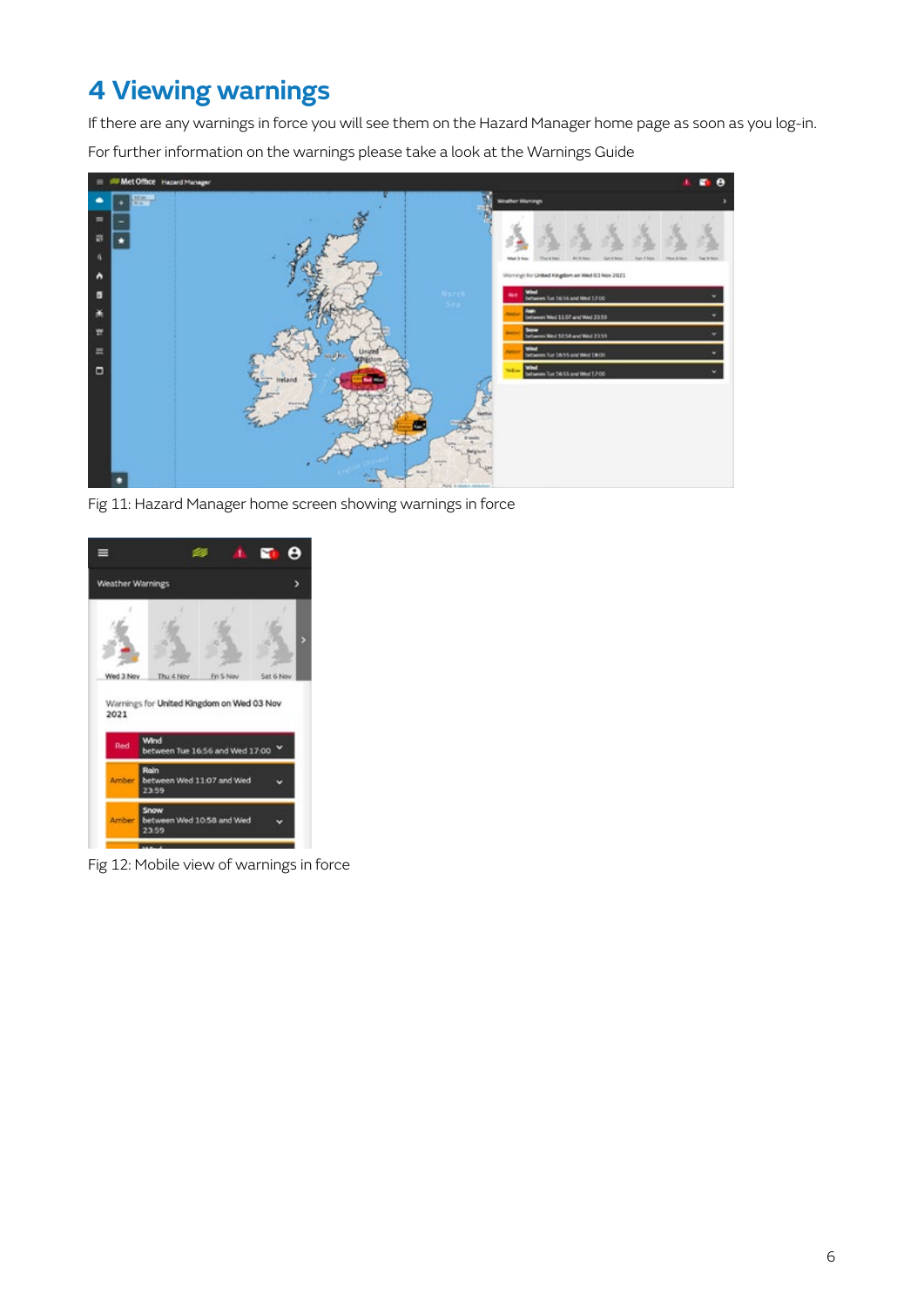# 4 Viewing warnings

If there are any warnings in force you will see them on the Hazard Manager home page as soon as you log-in.

For further information on the warnings please take a look at the Warnings Guide

Fig 11: Hazard Manager home screen showing warnings in force

Fig 12: Mobile view of warnings in force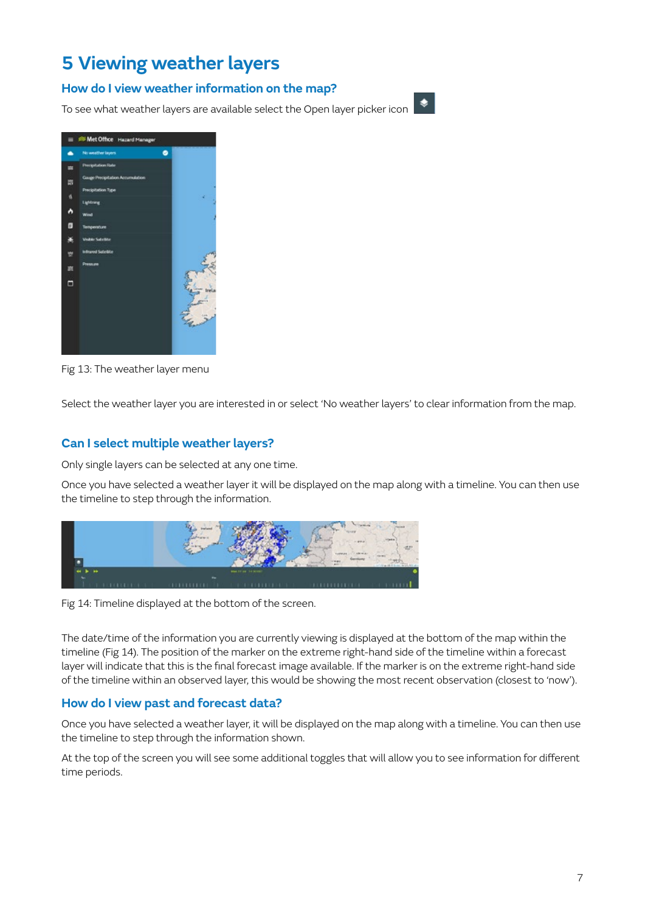# 5 Viewing weather layers

## How do I view weather information on the map?

To see what weather layers are available select the Open layer picker icon

Fig 13: The weather layer menu

Select the weather layer you are interested in or select 'No weather layers' to clear information from the map.

## Can I select multiple weather layers?

Only single layers can be selected at any one time.

Once you have selected a weather layer it will be displayed on the map along with a timeline. You can then use the timeline to step through the information.

Fig 14: Timeline displayed at the bottom of the screen.

The date/time of the information you are currently viewing is displayed at the bottom of the map within the timeline (Fig 14). The position of the marker on the extreme right-hand side of the timeline within a forecast layer will indicate that this is the final forecast image available. If the marker is on the extreme right-hand side of the timeline within an observed layer, this would be showing the most recent observation (closest to 'now').

## How do I view past and forecast data?

Once you have selected a weather layer, it will be displayed on the map along with a timeline. You can then use the timeline to step through the information shown.

At the top of the screen you will see some additional toggles that will allow you to see information for different time periods.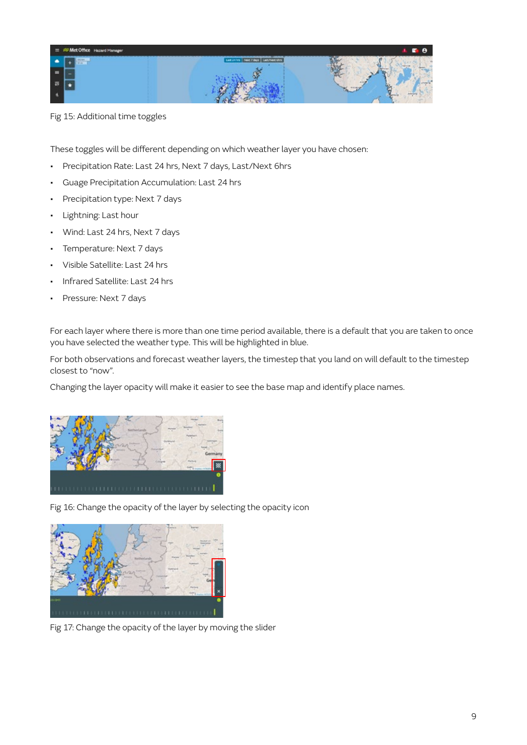Fig 15: Additional time toggles

These toggles will be different depending on which weather layer you have chosen:

- Precipitation Rate: Last 24 hrs, Next 7 days, Last/Next 6hrs
- Guage Precipitation Accumulation: Last 24 hrs
- Precipitation type: Next 7 days
- Lightning: Last hour
- Wind: Last 24 hrs, Next 7 days
- Temperature: Next 7 days
- Visible Satellite: Last 24 hrs
- Infrared Satellite: Last 24 hrs
- Pressure: Next 7 days

For each layer where there is more than one time period available, there is a default that you are taken to once you have selected the weather type. This will be highlighted in blue.

For both observations and forecast weather layers, the timestep that you land on will default to the timestep closest to "now".

Changing the layer opacity will make it easier to see the base map and identify place names.

Fig 16: Change the opacity of the layer by selecting the opacity icon

Fig 17: Change the opacity of the layer by moving the slider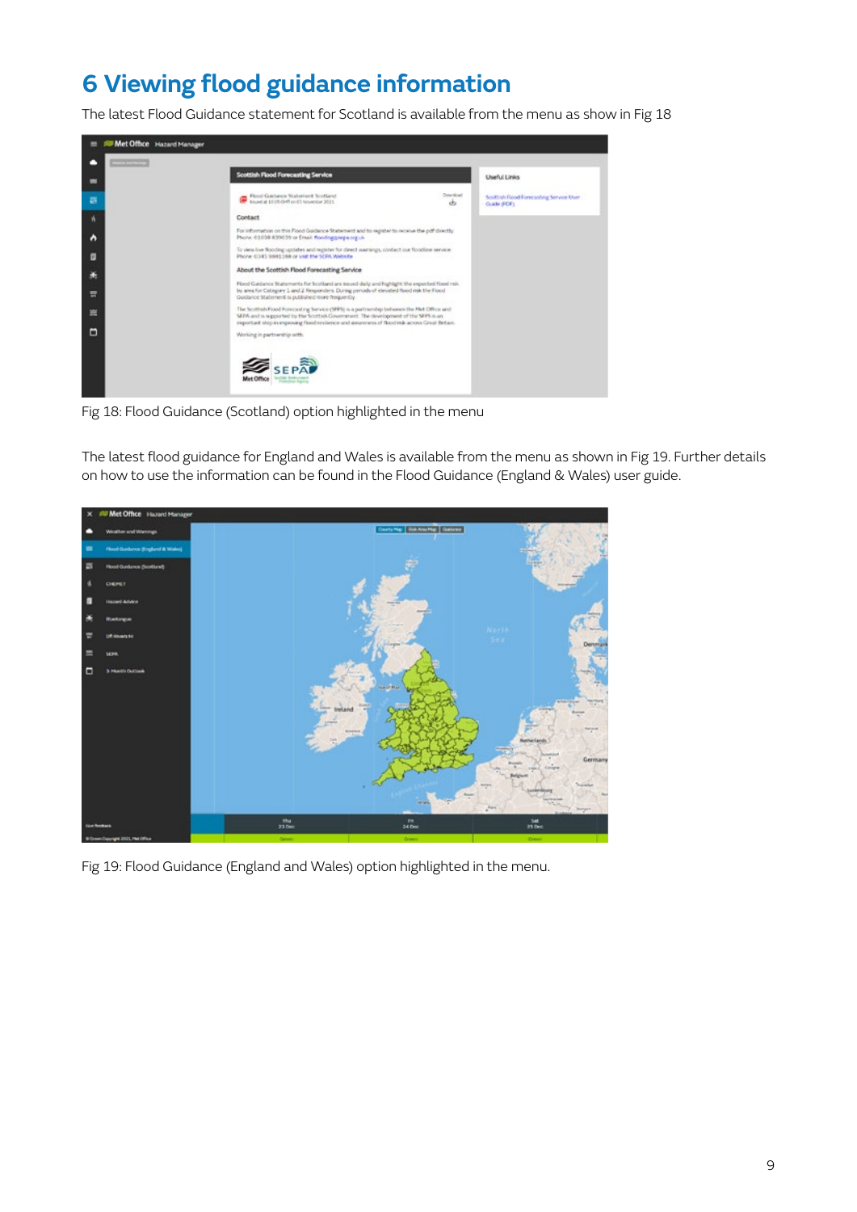# 6 Viewing flood guidance information

The latest Flood Guidance statement for Scotland is available from the menu as show in Fig 18

Fig 18: Flood Guidance (Scotland) option highlighted in the menu

The latest flood guidance for England and Wales is available from the menu as shown in Fig 19. Further details on how to use the information can be found in the Flood Guidance (England & Wales) user guide.

Fig 19: Flood Guidance (England and Wales) option highlighted in the menu.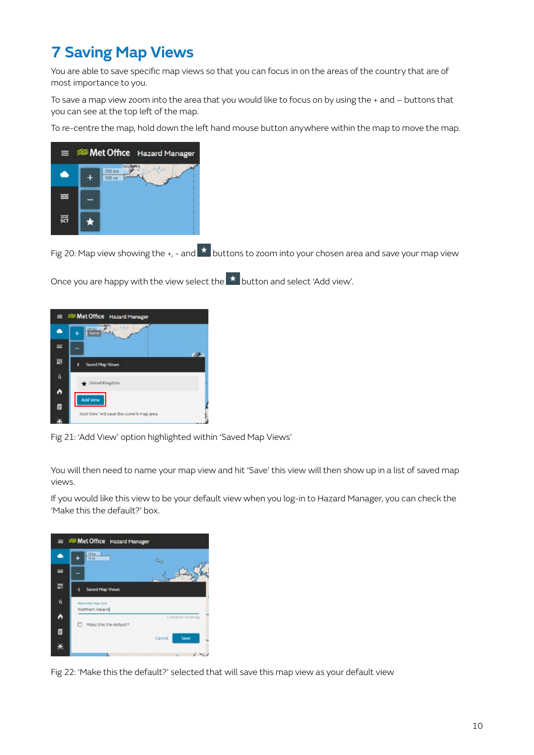# 7 Saving Map Views

You are able to save specific map views so that you can focus in on the areas of the country that are of most importance to you.

To save a map view zoom into the area that you would like to focus on by using the + and – buttons that you can see at the top left of the map.

To re-centre the map, hold down the left hand mouse button anywhere within the map to move the map.

Fig 20: Map view showing the +, - and ★ buttons to zoom into your chosen area and save your map view

Once you are happy with the view select the ★ button and select 'Add view'.

Fig 21: 'Add View' option highlighted within 'Saved Map Views'

You will then need to name your map view and hit 'Save' this view will then show up in a list of saved map views.

If you would like this view to be your default view when you log-in to Hazard Manager, you can check the 'Make this the default?' box.

Fig 22: 'Make this the default?' selected that will save this map view as your default view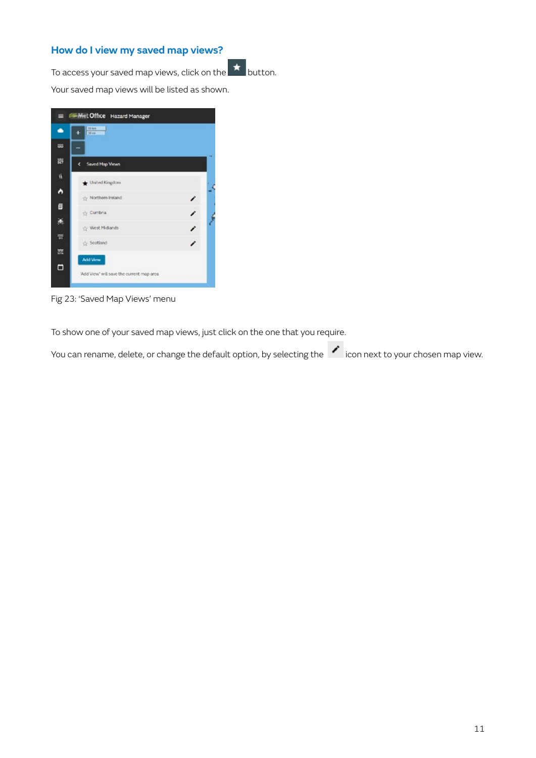## How do I view my saved map views?

To access your saved map views, click on the ★ button.

Your saved map views will be listed as shown.

Fig 23: 'Saved Map Views' menu

To show one of your saved map views, just click on the one that you require.

You can rename, delete, or change the default option, by selecting the ✎ icon next to your chosen map view.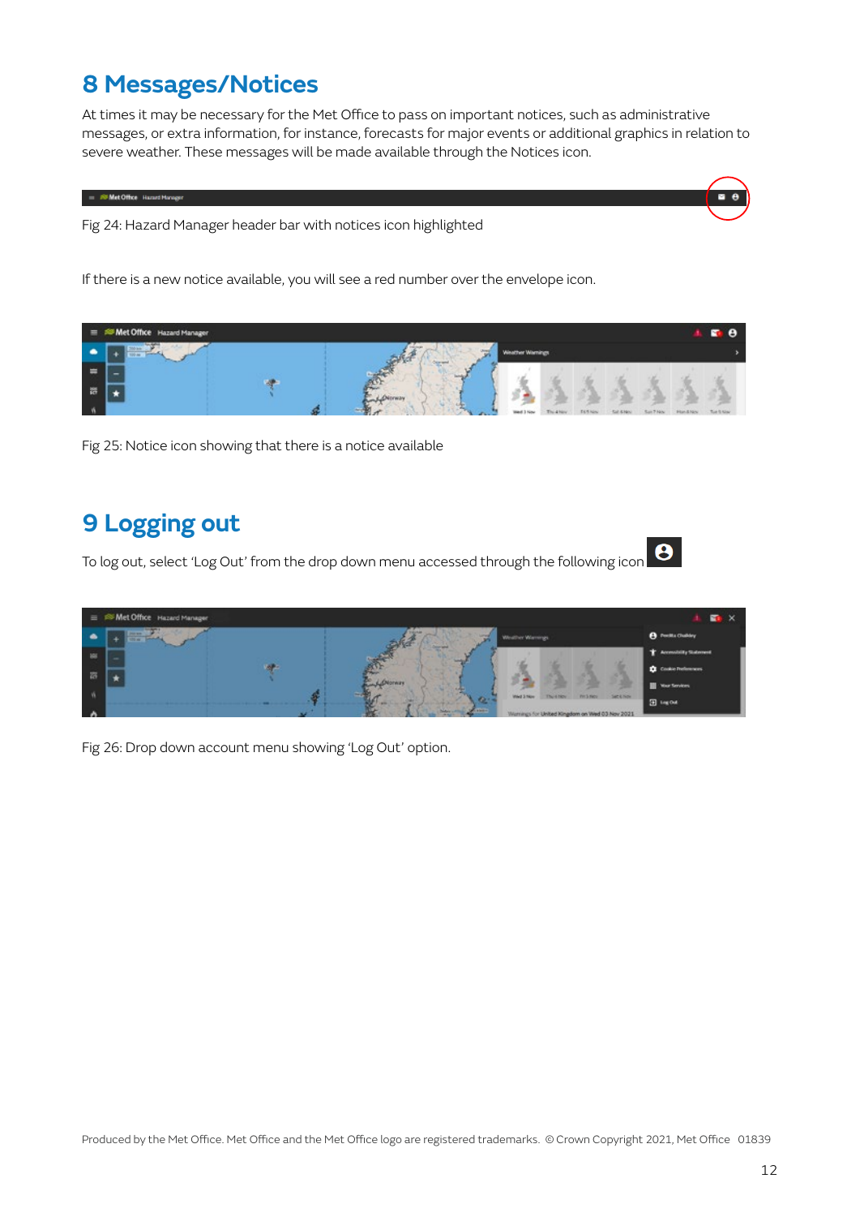# 8 Messages/Notices

At times it may be necessary for the Met Office to pass on important notices, such as administrative messages, or extra information, for instance, forecasts for major events or additional graphics in relation to severe weather. These messages will be made available through the Notices icon.

Fig 24: Hazard Manager header bar with notices icon highlighted

If there is a new notice available, you will see a red number over the envelope icon.

Fig 25: Notice icon showing that there is a notice available

# 9 Logging out

To log out, select 'Log Out' from the drop down menu accessed through the following icon

Fig 26: Drop down account menu showing 'Log Out' option.

Produced by the Met Office. Met Office and the Met Office logo are registered trademarks. © Crown Copyright 2021, Met Office 01839